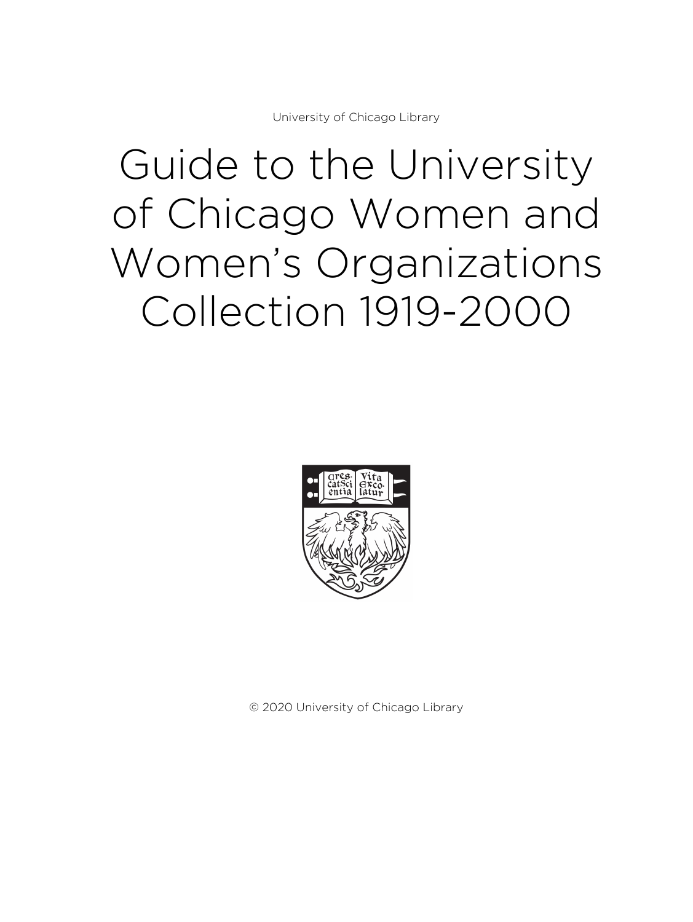University of Chicago Library

# Guide to the University of Chicago Women and Women's Organizations Collection 1919-2000

© 2020 University of Chicago Library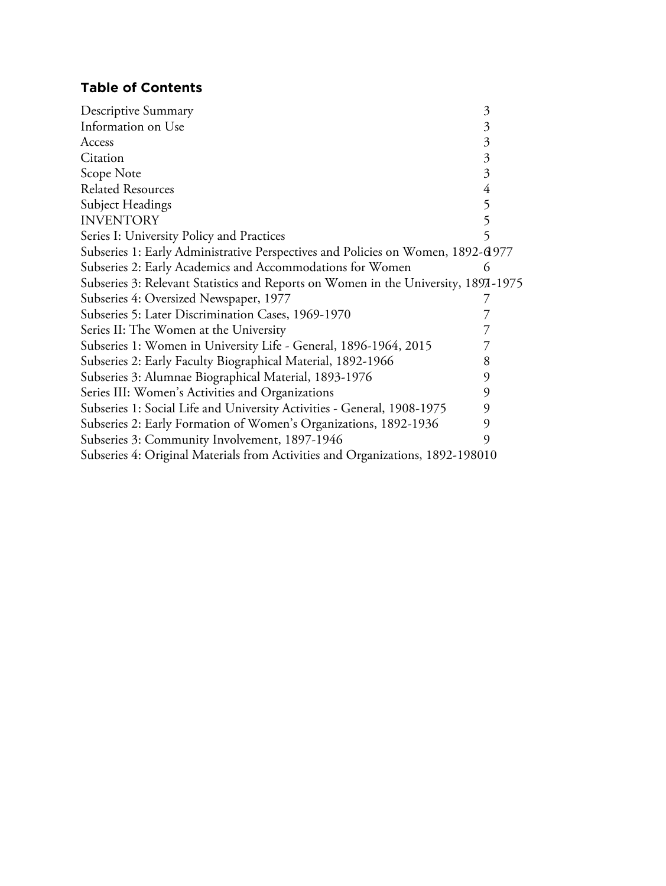## Table of Contents

| | |
|---|---|
| Descriptive Summary | 3 |
| Information on Use | 3 |
| Access | 3 |
| Citation | 3 |
| Scope Note | 3 |
| Related Resources | 4 |
| Subject Headings | 5 |
| INVENTORY | 5 |
| Series I: University Policy and Practices | 5 |
| Subseries 1: Early Administrative Perspectives and Policies on Women, 1892-1977 | 6 |
| Subseries 2: Early Academics and Accommodations for Women | 6 |
| Subseries 3: Relevant Statistics and Reports on Women in the University, 1897-1975 | 7 |
| Subseries 4: Oversized Newspaper, 1977 | 7 |
| Subseries 5: Later Discrimination Cases, 1969-1970 | 7 |
| Series II: The Women at the University | 7 |
| Subseries 1: Women in University Life - General, 1896-1964, 2015 | 7 |
| Subseries 2: Early Faculty Biographical Material, 1892-1966 | 8 |
| Subseries 3: Alumnae Biographical Material, 1893-1976 | 9 |
| Series III: Women's Activities and Organizations | 9 |
| Subseries 1: Social Life and University Activities - General, 1908-1975 | 9 |
| Subseries 2: Early Formation of Women's Organizations, 1892-1936 | 9 |
| Subseries 3: Community Involvement, 1897-1946 | 9 |
| Subseries 4: Original Materials from Activities and Organizations, 1892-1980 | 10 |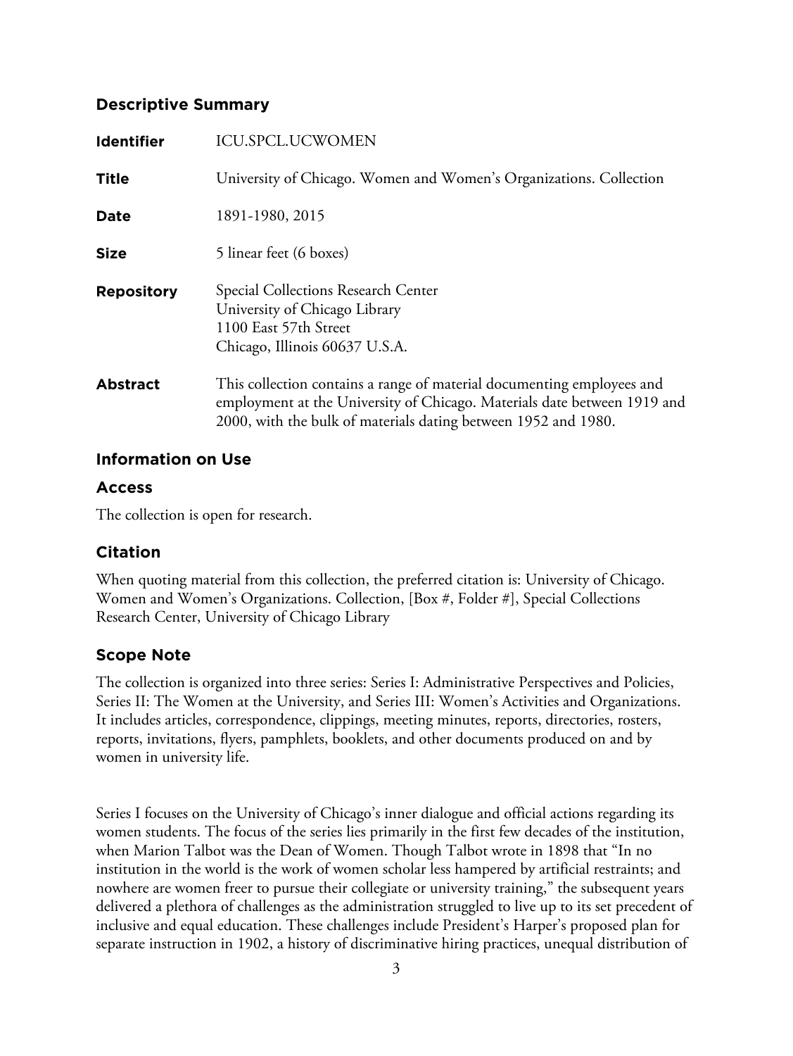## Descriptive Summary

| | |
|---|---|
| **Identifier** | ICU.SPCL.UCWOMEN |
| **Title** | University of Chicago. Women and Women's Organizations. Collection |
| **Date** | 1891-1980, 2015 |
| **Size** | 5 linear feet (6 boxes) |
| **Repository** | Special Collections Research Center<br>University of Chicago Library<br>1100 East 57th Street<br>Chicago, Illinois 60637 U.S.A. |
| **Abstract** | This collection contains a range of material documenting employees and employment at the University of Chicago. Materials date between 1919 and 2000, with the bulk of materials dating between 1952 and 1980. |

## Information on Use

### Access

The collection is open for research.

### Citation

When quoting material from this collection, the preferred citation is: University of Chicago. Women and Women's Organizations. Collection, [Box #, Folder #], Special Collections Research Center, University of Chicago Library

### Scope Note

The collection is organized into three series: Series I: Administrative Perspectives and Policies, Series II: The Women at the University, and Series III: Women's Activities and Organizations. It includes articles, correspondence, clippings, meeting minutes, reports, directories, rosters, reports, invitations, flyers, pamphlets, booklets, and other documents produced on and by women in university life.

Series I focuses on the University of Chicago's inner dialogue and official actions regarding its women students. The focus of the series lies primarily in the first few decades of the institution, when Marion Talbot was the Dean of Women. Though Talbot wrote in 1898 that "In no institution in the world is the work of women scholar less hampered by artificial restraints; and nowhere are women freer to pursue their collegiate or university training," the subsequent years delivered a plethora of challenges as the administration struggled to live up to its set precedent of inclusive and equal education. These challenges include President's Harper's proposed plan for separate instruction in 1902, a history of discriminative hiring practices, unequal distribution of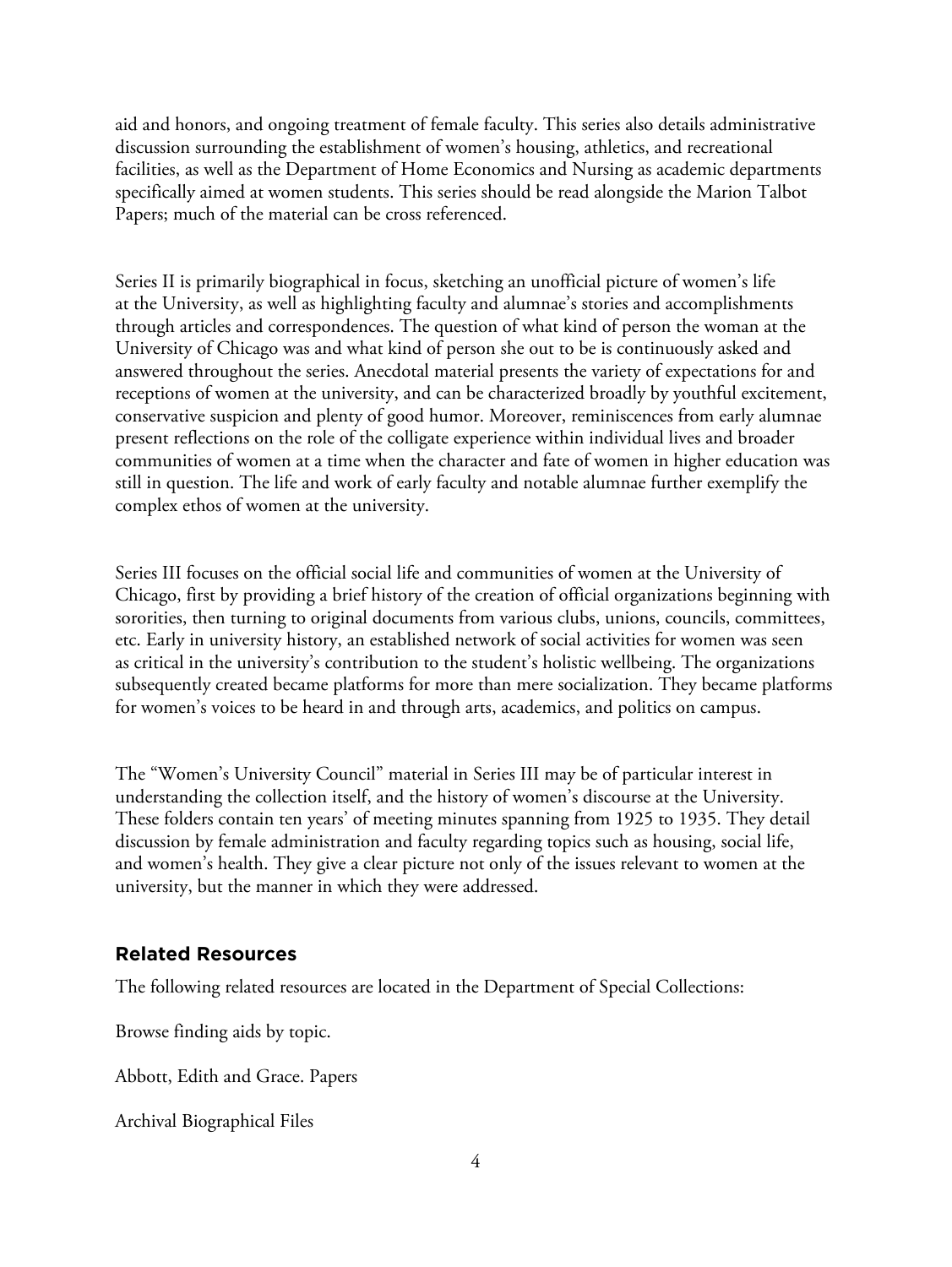aid and honors, and ongoing treatment of female faculty. This series also details administrative discussion surrounding the establishment of women's housing, athletics, and recreational facilities, as well as the Department of Home Economics and Nursing as academic departments specifically aimed at women students. This series should be read alongside the Marion Talbot Papers; much of the material can be cross referenced.

Series II is primarily biographical in focus, sketching an unofficial picture of women's life at the University, as well as highlighting faculty and alumnae's stories and accomplishments through articles and correspondences. The question of what kind of person the woman at the University of Chicago was and what kind of person she out to be is continuously asked and answered throughout the series. Anecdotal material presents the variety of expectations for and receptions of women at the university, and can be characterized broadly by youthful excitement, conservative suspicion and plenty of good humor. Moreover, reminiscences from early alumnae present reflections on the role of the colligate experience within individual lives and broader communities of women at a time when the character and fate of women in higher education was still in question. The life and work of early faculty and notable alumnae further exemplify the complex ethos of women at the university.

Series III focuses on the official social life and communities of women at the University of Chicago, first by providing a brief history of the creation of official organizations beginning with sororities, then turning to original documents from various clubs, unions, councils, committees, etc. Early in university history, an established network of social activities for women was seen as critical in the university's contribution to the student's holistic wellbeing. The organizations subsequently created became platforms for more than mere socialization. They became platforms for women's voices to be heard in and through arts, academics, and politics on campus.

The "Women's University Council" material in Series III may be of particular interest in understanding the collection itself, and the history of women's discourse at the University. These folders contain ten years' of meeting minutes spanning from 1925 to 1935. They detail discussion by female administration and faculty regarding topics such as housing, social life, and women's health. They give a clear picture not only of the issues relevant to women at the university, but the manner in which they were addressed.

## Related Resources

The following related resources are located in the Department of Special Collections:

Browse finding aids by topic.

Abbott, Edith and Grace. Papers

Archival Biographical Files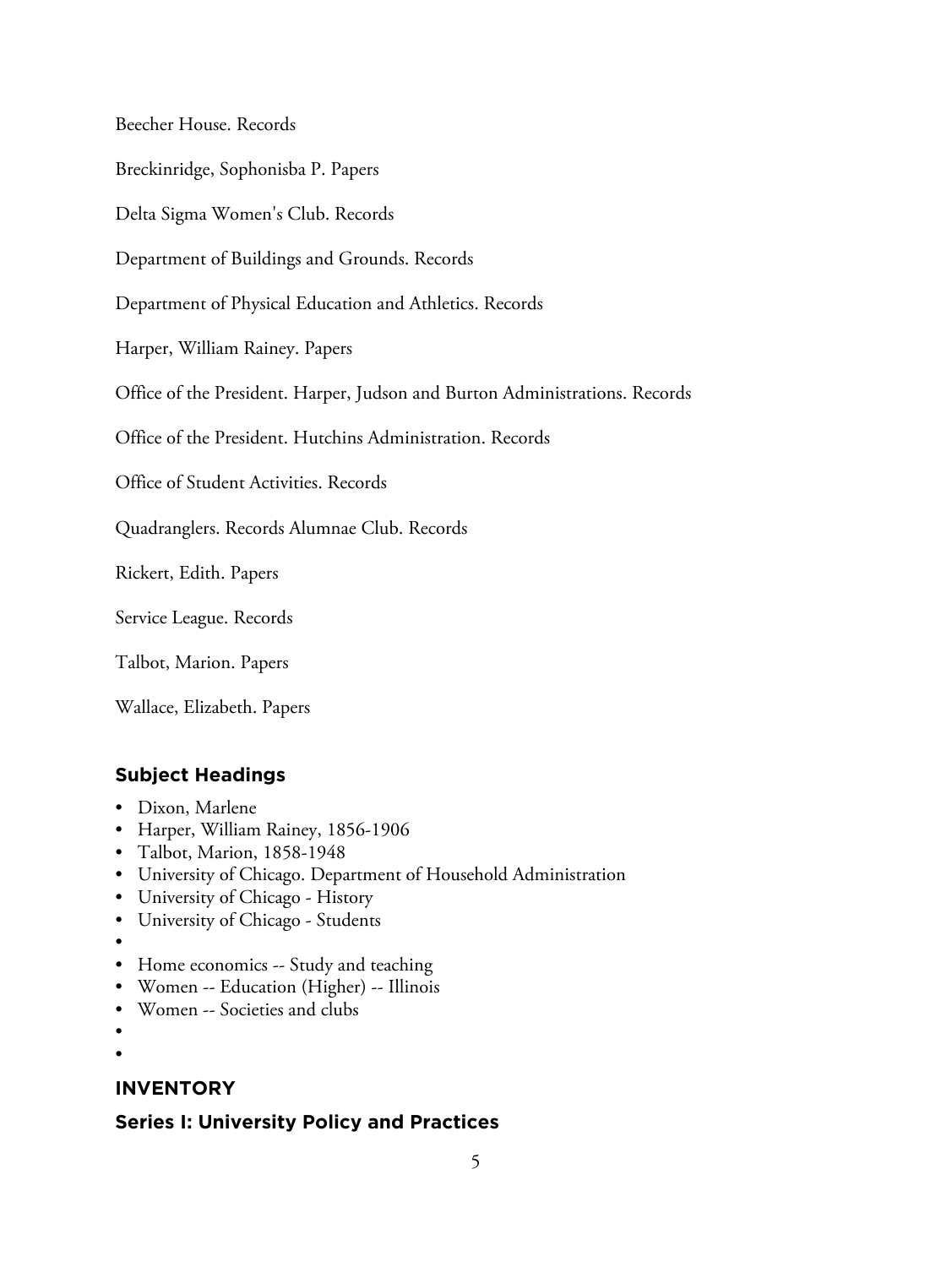Beecher House. Records

Breckinridge, Sophonisba P. Papers

Delta Sigma Women's Club. Records

Department of Buildings and Grounds. Records

Department of Physical Education and Athletics. Records

Harper, William Rainey. Papers

Office of the President. Harper, Judson and Burton Administrations. Records

Office of the President. Hutchins Administration. Records

Office of Student Activities. Records

Quadranglers. Records Alumnae Club. Records

Rickert, Edith. Papers

Service League. Records

Talbot, Marion. Papers

Wallace, Elizabeth. Papers

## Subject Headings

- Dixon, Marlene
- Harper, William Rainey, 1856-1906
- Talbot, Marion, 1858-1948
- University of Chicago. Department of Household Administration
- University of Chicago - History
- University of Chicago - Students
- 
- Home economics -- Study and teaching
- Women -- Education (Higher) -- Illinois
- Women -- Societies and clubs
- 
- 

## INVENTORY

### Series I: University Policy and Practices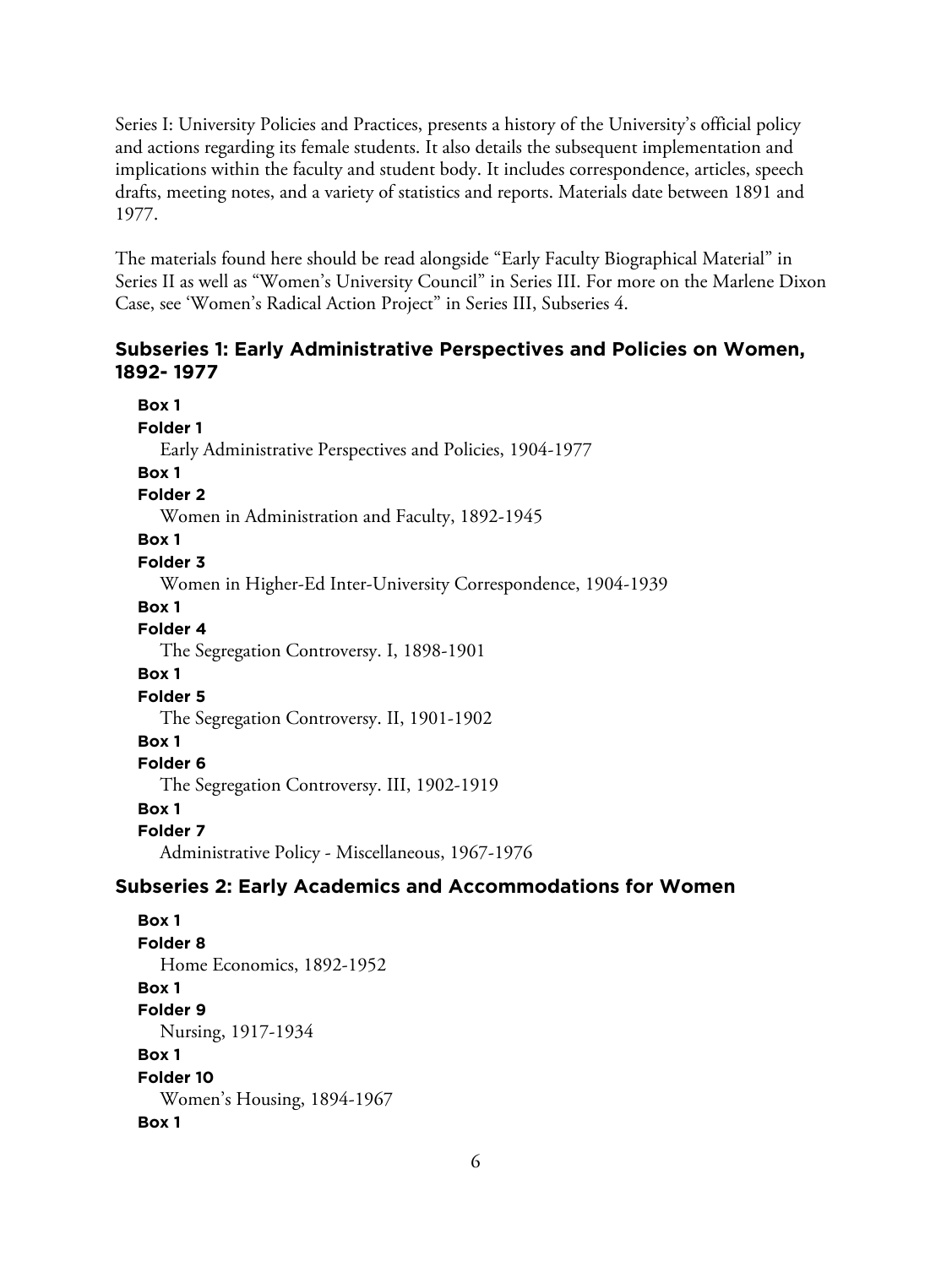Series I: University Policies and Practices, presents a history of the University's official policy and actions regarding its female students. It also details the subsequent implementation and implications within the faculty and student body. It includes correspondence, articles, speech drafts, meeting notes, and a variety of statistics and reports. Materials date between 1891 and 1977.

The materials found here should be read alongside "Early Faculty Biographical Material" in Series II as well as "Women's University Council" in Series III. For more on the Marlene Dixon Case, see 'Women's Radical Action Project" in Series III, Subseries 4.

### Subseries 1: Early Administrative Perspectives and Policies on Women, 1892- 1977

**Box 1**
**Folder 1**
Early Administrative Perspectives and Policies, 1904-1977

**Box 1**
**Folder 2**
Women in Administration and Faculty, 1892-1945

**Box 1**
**Folder 3**
Women in Higher-Ed Inter-University Correspondence, 1904-1939

**Box 1**
**Folder 4**
The Segregation Controversy. I, 1898-1901

**Box 1**
**Folder 5**
The Segregation Controversy. II, 1901-1902

**Box 1**
**Folder 6**
The Segregation Controversy. III, 1902-1919

**Box 1**
**Folder 7**
Administrative Policy - Miscellaneous, 1967-1976

### Subseries 2: Early Academics and Accommodations for Women

**Box 1**
**Folder 8**
Home Economics, 1892-1952

**Box 1**
**Folder 9**
Nursing, 1917-1934

**Box 1**
**Folder 10**
Women's Housing, 1894-1967

**Box 1**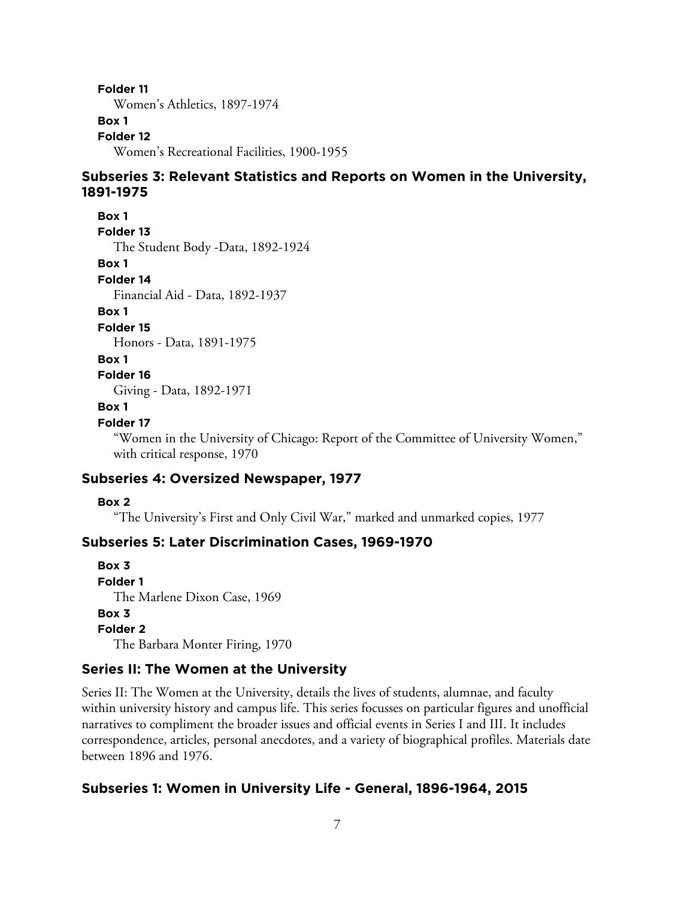**Folder 11**
Women's Athletics, 1897-1974

**Box 1**
**Folder 12**
Women's Recreational Facilities, 1900-1955

### Subseries 3: Relevant Statistics and Reports on Women in the University, 1891-1975

**Box 1**
**Folder 13**
The Student Body -Data, 1892-1924

**Box 1**
**Folder 14**
Financial Aid - Data, 1892-1937

**Box 1**
**Folder 15**
Honors - Data, 1891-1975

**Box 1**
**Folder 16**
Giving - Data, 1892-1971

**Box 1**
**Folder 17**
"Women in the University of Chicago: Report of the Committee of University Women," with critical response, 1970

### Subseries 4: Oversized Newspaper, 1977

**Box 2**
"The University's First and Only Civil War," marked and unmarked copies, 1977

### Subseries 5: Later Discrimination Cases, 1969-1970

**Box 3**
**Folder 1**
The Marlene Dixon Case, 1969

**Box 3**
**Folder 2**
The Barbara Monter Firing, 1970

## Series II: The Women at the University

Series II: The Women at the University, details the lives of students, alumnae, and faculty within university history and campus life. This series focusses on particular figures and unofficial narratives to compliment the broader issues and official events in Series I and III. It includes correspondence, articles, personal anecdotes, and a variety of biographical profiles. Materials date between 1896 and 1976.

### Subseries 1: Women in University Life - General, 1896-1964, 2015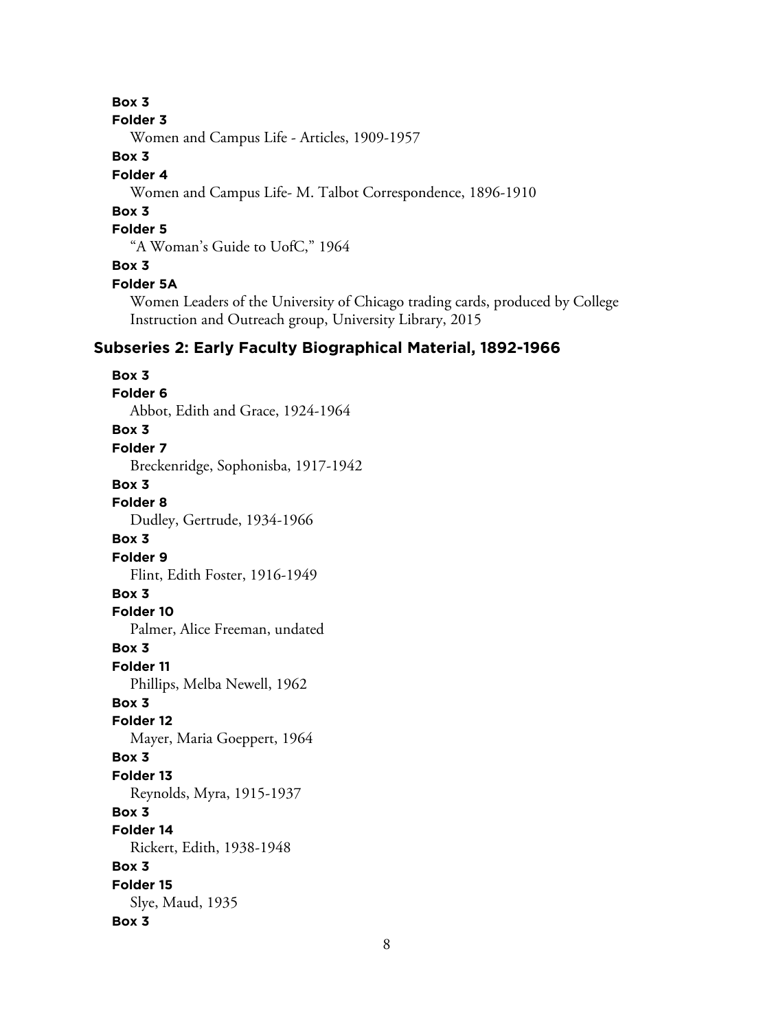**Box 3**

**Folder 3**

Women and Campus Life - Articles, 1909-1957

**Box 3**

**Folder 4**

Women and Campus Life- M. Talbot Correspondence, 1896-1910

**Box 3**

**Folder 5**

"A Woman's Guide to UofC," 1964

**Box 3**

**Folder 5A**

Women Leaders of the University of Chicago trading cards, produced by College Instruction and Outreach group, University Library, 2015

## Subseries 2: Early Faculty Biographical Material, 1892-1966

**Box 3**

**Folder 6**

Abbot, Edith and Grace, 1924-1964

**Box 3**

**Folder 7**

Breckenridge, Sophonisba, 1917-1942

**Box 3**

**Folder 8**

Dudley, Gertrude, 1934-1966

**Box 3**

**Folder 9**

Flint, Edith Foster, 1916-1949

**Box 3**

**Folder 10**

Palmer, Alice Freeman, undated

**Box 3**

**Folder 11**

Phillips, Melba Newell, 1962

**Box 3**

**Folder 12**

Mayer, Maria Goeppert, 1964

**Box 3**

**Folder 13**

Reynolds, Myra, 1915-1937

**Box 3**

**Folder 14**

Rickert, Edith, 1938-1948

**Box 3**

**Folder 15**

Slye, Maud, 1935

**Box 3**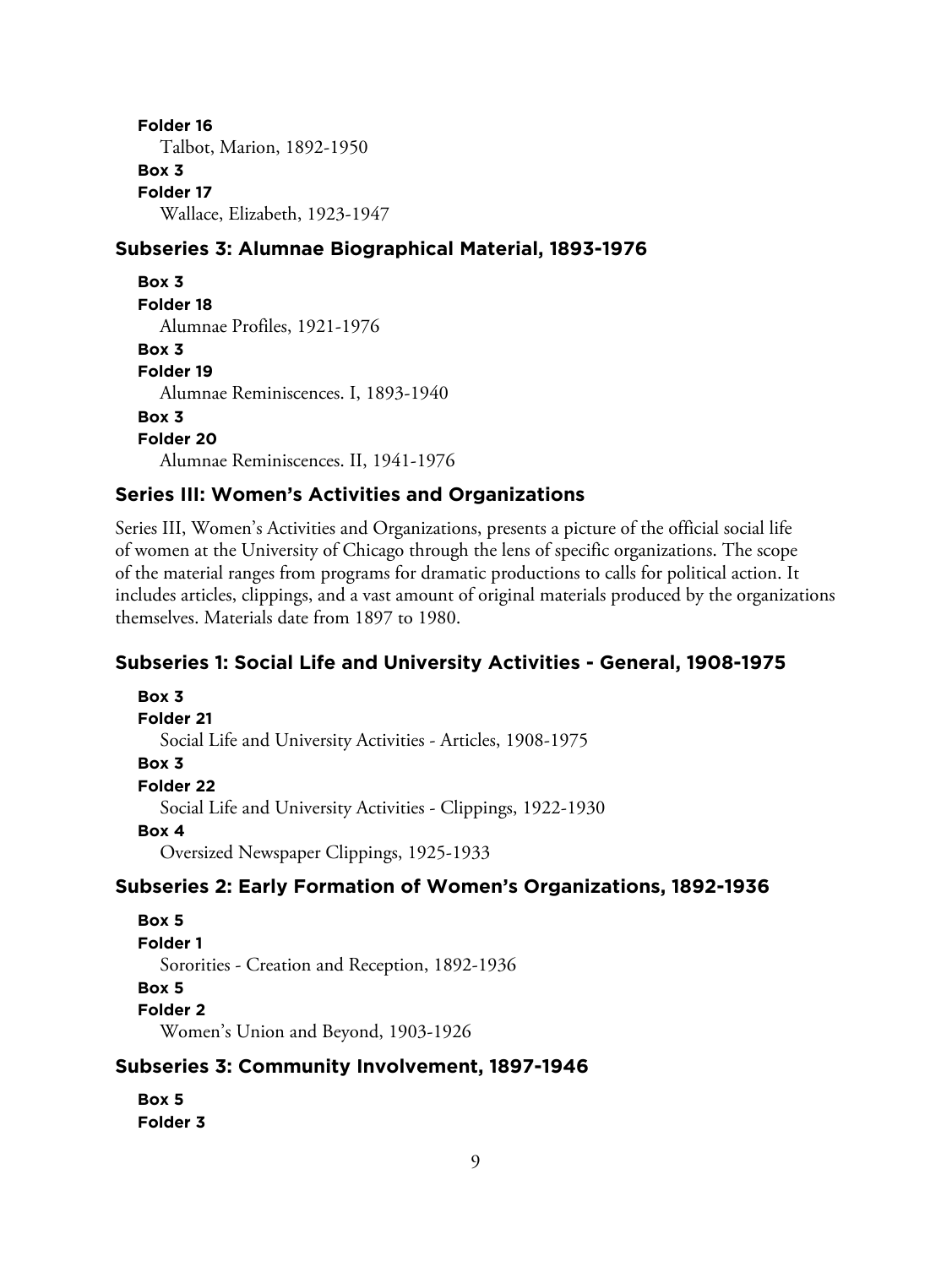**Folder 16**

Talbot, Marion, 1892-1950

**Box 3**

**Folder 17**

Wallace, Elizabeth, 1923-1947

### Subseries 3: Alumnae Biographical Material, 1893-1976

**Box 3**

**Folder 18**

Alumnae Profiles, 1921-1976

**Box 3**

**Folder 19**

Alumnae Reminiscences. I, 1893-1940

**Box 3**

**Folder 20**

Alumnae Reminiscences. II, 1941-1976

## Series III: Women's Activities and Organizations

Series III, Women's Activities and Organizations, presents a picture of the official social life of women at the University of Chicago through the lens of specific organizations. The scope of the material ranges from programs for dramatic productions to calls for political action. It includes articles, clippings, and a vast amount of original materials produced by the organizations themselves. Materials date from 1897 to 1980.

### Subseries 1: Social Life and University Activities - General, 1908-1975

**Box 3**

**Folder 21**

Social Life and University Activities - Articles, 1908-1975

**Box 3**

**Folder 22**

Social Life and University Activities - Clippings, 1922-1930

**Box 4**

Oversized Newspaper Clippings, 1925-1933

### Subseries 2: Early Formation of Women's Organizations, 1892-1936

**Box 5**

**Folder 1**

Sororities - Creation and Reception, 1892-1936

**Box 5**

**Folder 2**

Women's Union and Beyond, 1903-1926

### Subseries 3: Community Involvement, 1897-1946

**Box 5**

**Folder 3**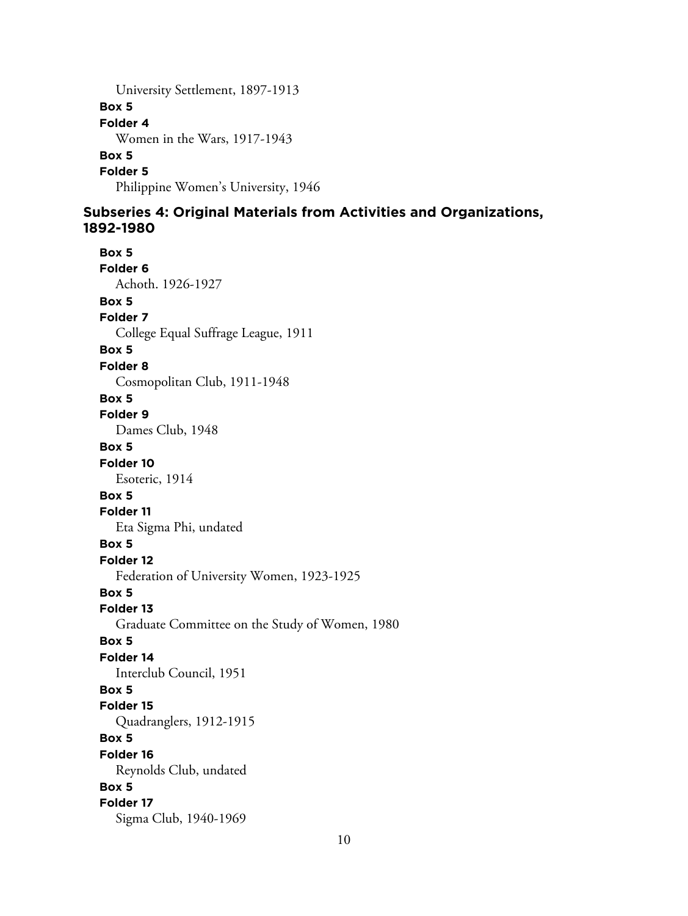University Settlement, 1897-1913

**Box 5**

**Folder 4**

Women in the Wars, 1917-1943

**Box 5**

**Folder 5**

Philippine Women's University, 1946

### Subseries 4: Original Materials from Activities and Organizations, 1892-1980

**Box 5**

**Folder 6**

Achoth. 1926-1927

**Box 5**

**Folder 7**

College Equal Suffrage League, 1911

**Box 5**

**Folder 8**

Cosmopolitan Club, 1911-1948

**Box 5**

**Folder 9**

Dames Club, 1948

**Box 5**

**Folder 10**

Esoteric, 1914

**Box 5**

**Folder 11**

Eta Sigma Phi, undated

**Box 5**

**Folder 12**

Federation of University Women, 1923-1925

**Box 5**

**Folder 13**

Graduate Committee on the Study of Women, 1980

**Box 5**

**Folder 14**

Interclub Council, 1951

**Box 5**

**Folder 15**

Quadranglers, 1912-1915

**Box 5**

**Folder 16**

Reynolds Club, undated

**Box 5**

**Folder 17**

Sigma Club, 1940-1969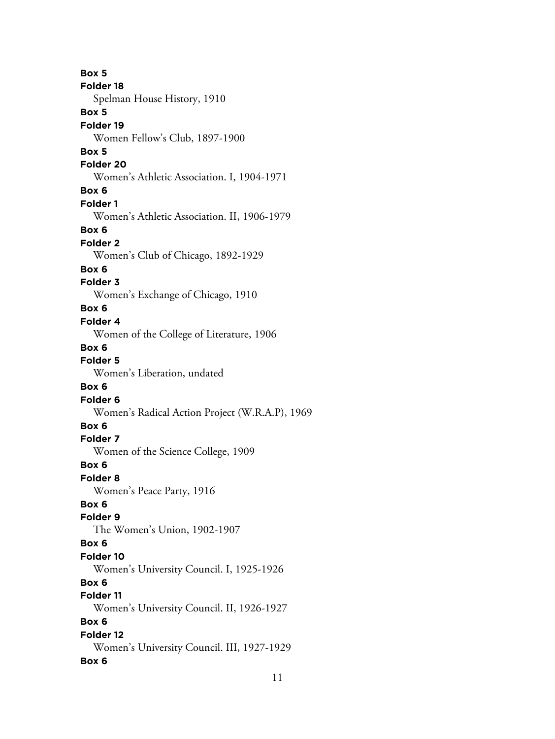**Box 5**
**Folder 18**
Spelman House History, 1910
**Box 5**
**Folder 19**
Women Fellow's Club, 1897-1900
**Box 5**
**Folder 20**
Women's Athletic Association. I, 1904-1971
**Box 6**
**Folder 1**
Women's Athletic Association. II, 1906-1979
**Box 6**
**Folder 2**
Women's Club of Chicago, 1892-1929
**Box 6**
**Folder 3**
Women's Exchange of Chicago, 1910
**Box 6**
**Folder 4**
Women of the College of Literature, 1906
**Box 6**
**Folder 5**
Women's Liberation, undated
**Box 6**
**Folder 6**
Women's Radical Action Project (W.R.A.P), 1969
**Box 6**
**Folder 7**
Women of the Science College, 1909
**Box 6**
**Folder 8**
Women's Peace Party, 1916
**Box 6**
**Folder 9**
The Women's Union, 1902-1907
**Box 6**
**Folder 10**
Women's University Council. I, 1925-1926
**Box 6**
**Folder 11**
Women's University Council. II, 1926-1927
**Box 6**
**Folder 12**
Women's University Council. III, 1927-1929
**Box 6**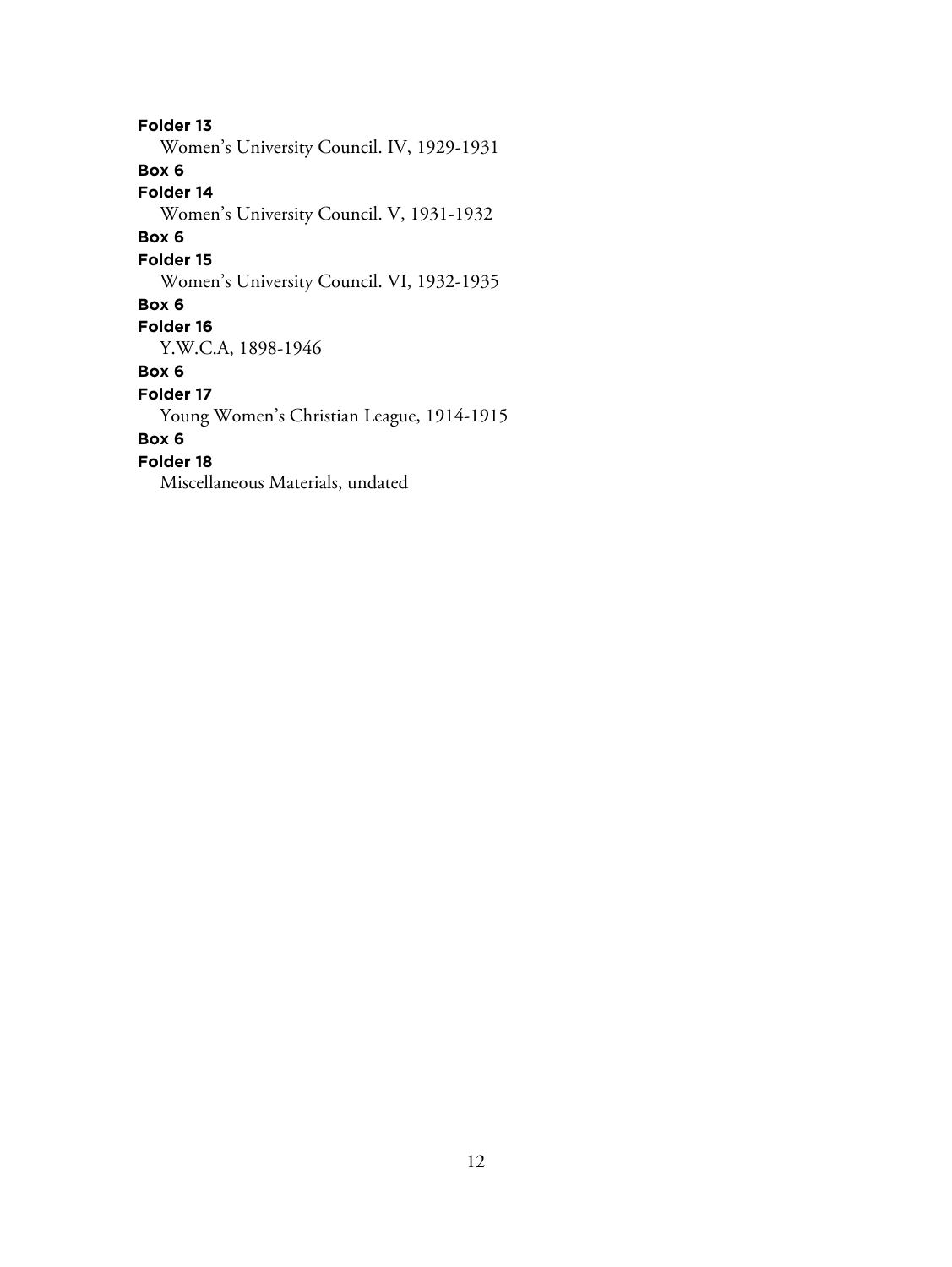**Folder 13**

Women's University Council. IV, 1929-1931

**Box 6**

**Folder 14**

Women's University Council. V, 1931-1932

**Box 6**

**Folder 15**

Women's University Council. VI, 1932-1935

**Box 6**

**Folder 16**

Y.W.C.A, 1898-1946

**Box 6**

**Folder 17**

Young Women's Christian League, 1914-1915

**Box 6**

**Folder 18**

Miscellaneous Materials, undated